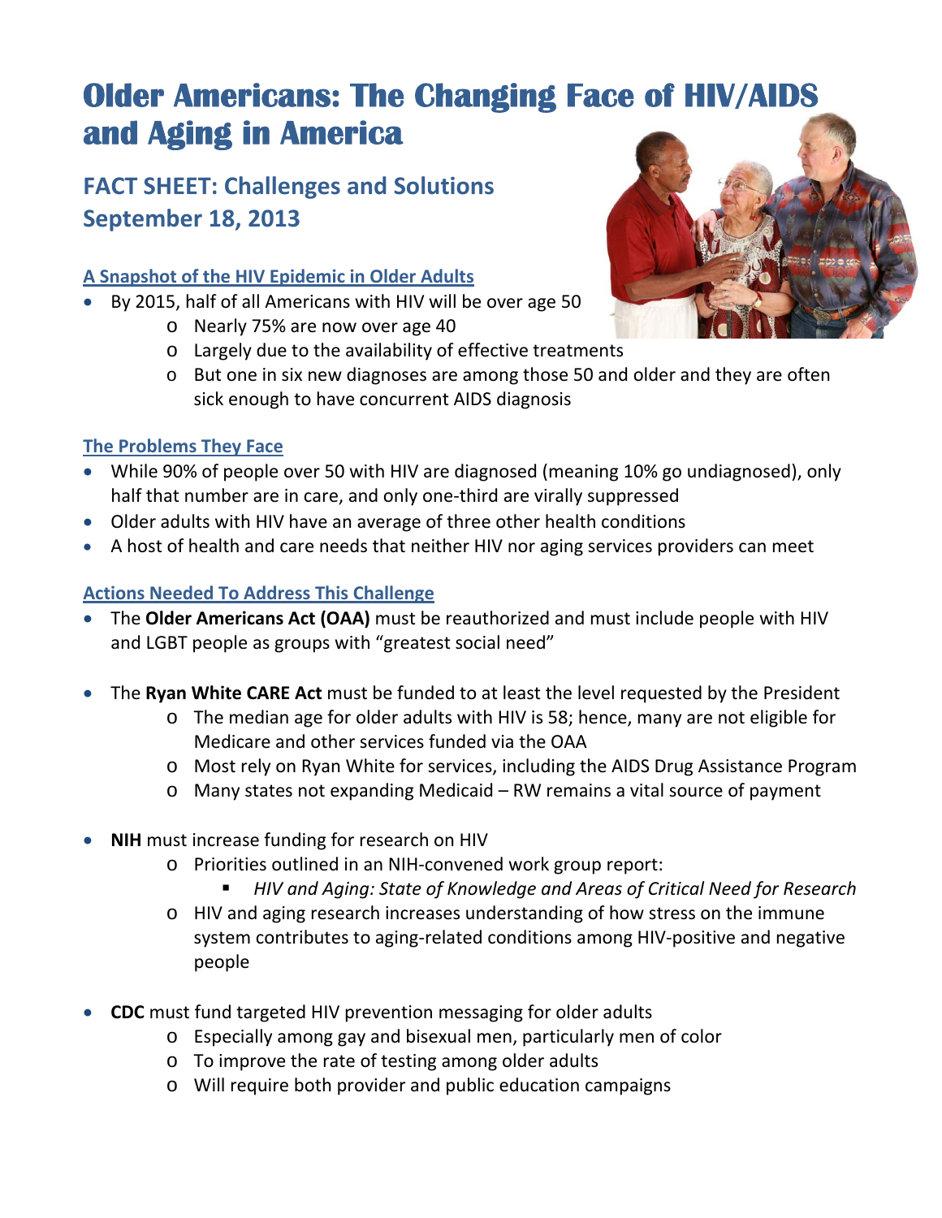# Older Americans: The Changing Face of HIV/AIDS and Aging in America

## FACT SHEET: Challenges and Solutions
## September 18, 2013

### A Snapshot of the HIV Epidemic in Older Adults

- By 2015, half of all Americans with HIV will be over age 50
  - Nearly 75% are now over age 40
  - Largely due to the availability of effective treatments
  - But one in six new diagnoses are among those 50 and older and they are often sick enough to have concurrent AIDS diagnosis

### The Problems They Face

- While 90% of people over 50 with HIV are diagnosed (meaning 10% go undiagnosed), only half that number are in care, and only one-third are virally suppressed
- Older adults with HIV have an average of three other health conditions
- A host of health and care needs that neither HIV nor aging services providers can meet

### Actions Needed To Address This Challenge

- The **Older Americans Act (OAA)** must be reauthorized and must include people with HIV and LGBT people as groups with "greatest social need"

- The **Ryan White CARE Act** must be funded to at least the level requested by the President
  - The median age for older adults with HIV is 58; hence, many are not eligible for Medicare and other services funded via the OAA
  - Most rely on Ryan White for services, including the AIDS Drug Assistance Program
  - Many states not expanding Medicaid – RW remains a vital source of payment

- **NIH** must increase funding for research on HIV
  - Priorities outlined in an NIH-convened work group report:
    - *HIV and Aging: State of Knowledge and Areas of Critical Need for Research*
  - HIV and aging research increases understanding of how stress on the immune system contributes to aging-related conditions among HIV-positive and negative people

- **CDC** must fund targeted HIV prevention messaging for older adults
  - Especially among gay and bisexual men, particularly men of color
  - To improve the rate of testing among older adults
  - Will require both provider and public education campaigns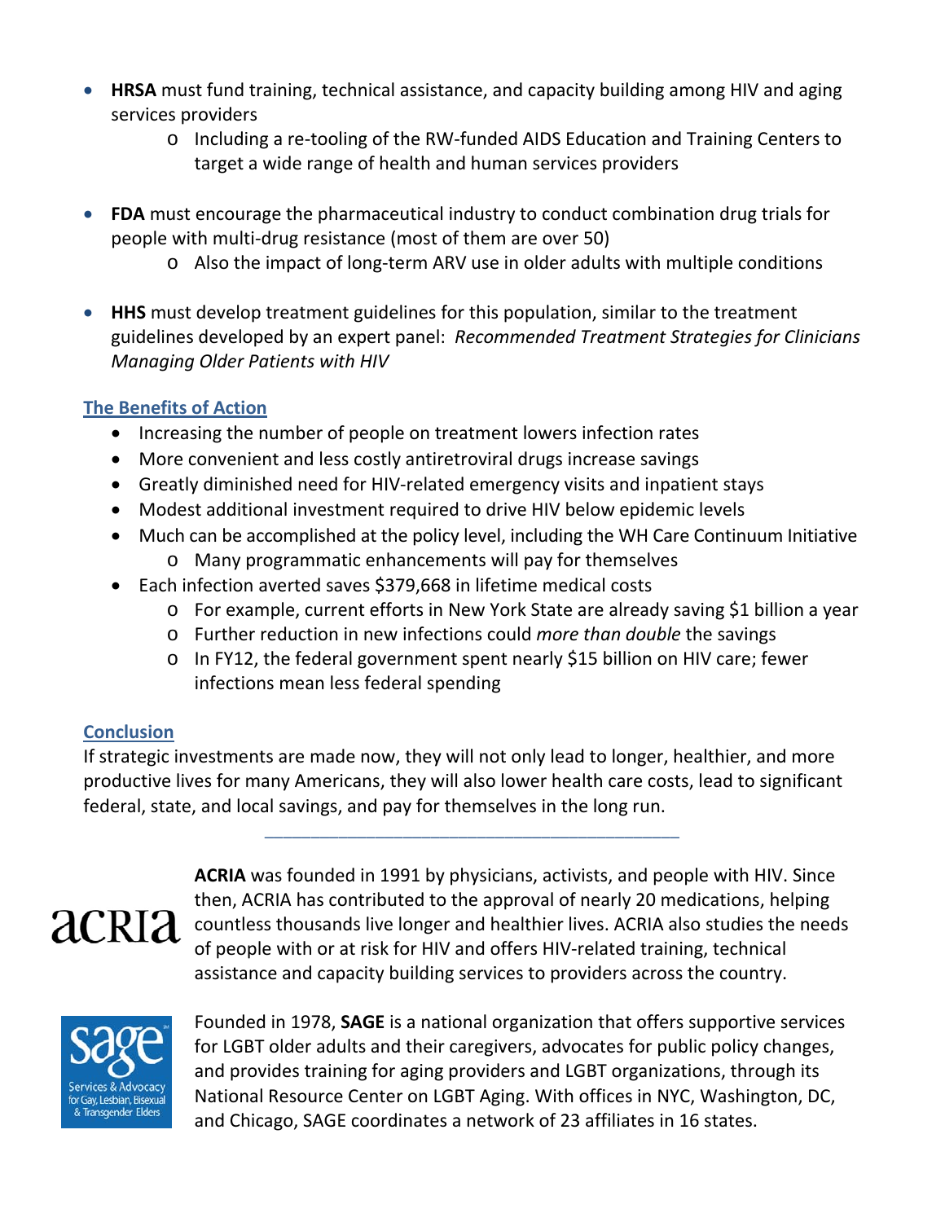- **HRSA** must fund training, technical assistance, and capacity building among HIV and aging services providers
  - Including a re-tooling of the RW-funded AIDS Education and Training Centers to target a wide range of health and human services providers

- **FDA** must encourage the pharmaceutical industry to conduct combination drug trials for people with multi-drug resistance (most of them are over 50)
  - Also the impact of long-term ARV use in older adults with multiple conditions

- **HHS** must develop treatment guidelines for this population, similar to the treatment guidelines developed by an expert panel: *Recommended Treatment Strategies for Clinicians Managing Older Patients with HIV*

## The Benefits of Action

- Increasing the number of people on treatment lowers infection rates
- More convenient and less costly antiretroviral drugs increase savings
- Greatly diminished need for HIV-related emergency visits and inpatient stays
- Modest additional investment required to drive HIV below epidemic levels
- Much can be accomplished at the policy level, including the WH Care Continuum Initiative
  - Many programmatic enhancements will pay for themselves
- Each infection averted saves $379,668 in lifetime medical costs
  - For example, current efforts in New York State are already saving $1 billion a year
  - Further reduction in new infections could *more than double* the savings
  - In FY12, the federal government spent nearly $15 billion on HIV care; fewer infections mean less federal spending

## Conclusion

If strategic investments are made now, they will not only lead to longer, healthier, and more productive lives for many Americans, they will also lower health care costs, lead to significant federal, state, and local savings, and pay for themselves in the long run.

---

acria

**ACRIA** was founded in 1991 by physicians, activists, and people with HIV. Since then, ACRIA has contributed to the approval of nearly 20 medications, helping countless thousands live longer and healthier lives. ACRIA also studies the needs of people with or at risk for HIV and offers HIV-related training, technical assistance and capacity building services to providers across the country.

sage — Services & Advocacy for Gay, Lesbian, Bisexual & Transgender Elders

Founded in 1978, **SAGE** is a national organization that offers supportive services for LGBT older adults and their caregivers, advocates for public policy changes, and provides training for aging providers and LGBT organizations, through its National Resource Center on LGBT Aging. With offices in NYC, Washington, DC, and Chicago, SAGE coordinates a network of 23 affiliates in 16 states.